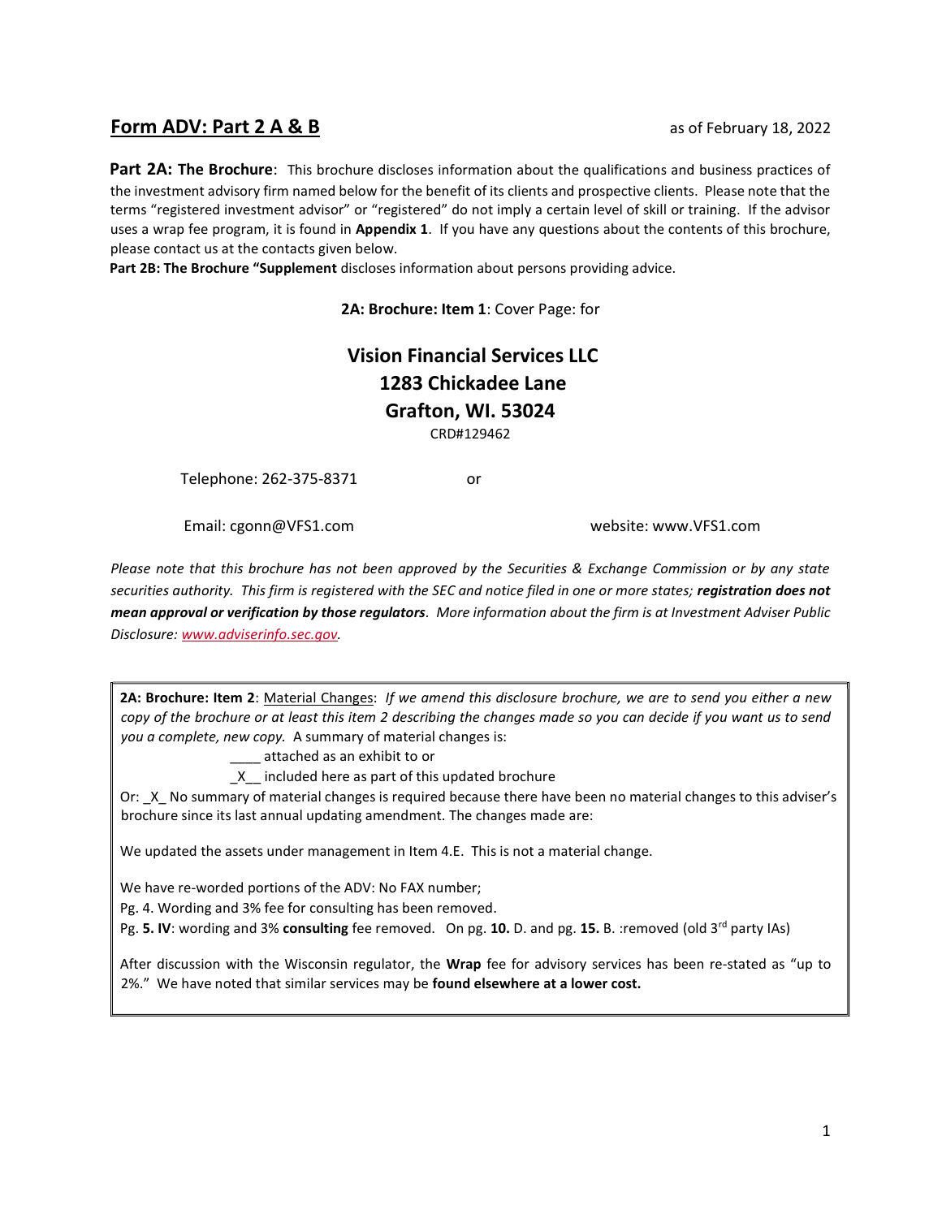## **Form ADV: Part 2 A & B**

as of February 18, 2022

**Part 2A: The Brochure**: This brochure discloses information about the qualifications and business practices of the investment advisory firm named below for the benefit of its clients and prospective clients. Please note that the terms "registered investment advisor" or "registered" do not imply a certain level of skill or training. If the advisor uses a wrap fee program, it is found in **Appendix 1**. If you have any questions about the contents of this brochure, please contact us at the contacts given below.

**Part 2B: The Brochure "Supplement** discloses information about persons providing advice.

**2A: Brochure: Item 1**: Cover Page: for

**Vision Financial Services LLC**
**1283 Chickadee Lane**
**Grafton, WI. 53024**
CRD#129462

Telephone: 262-375-8371 or

Email: cgonn@VFS1.com website: www.VFS1.com

*Please note that this brochure has not been approved by the Securities & Exchange Commission or by any state securities authority. This firm is registered with the SEC and notice filed in one or more states;* ***registration does not mean approval or verification by those regulators****. More information about the firm is at Investment Adviser Public Disclosure: www.adviserinfo.sec.gov.*

**2A: Brochure: Item 2**: Material Changes: *If we amend this disclosure brochure, we are to send you either a new copy of the brochure or at least this item 2 describing the changes made so you can decide if you want us to send you a complete, new copy.* A summary of material changes is:

____ attached as an exhibit to or

_X__ included here as part of this updated brochure

Or: _X_ No summary of material changes is required because there have been no material changes to this adviser's brochure since its last annual updating amendment. The changes made are:

We updated the assets under management in Item 4.E. This is not a material change.

We have re-worded portions of the ADV: No FAX number;

Pg. 4. Wording and 3% fee for consulting has been removed.

Pg. **5. IV**: wording and 3% **consulting** fee removed. On pg. **10.** D. and pg. **15.** B. :removed (old 3rd party IAs)

After discussion with the Wisconsin regulator, the **Wrap** fee for advisory services has been re-stated as "up to 2%." We have noted that similar services may be **found elsewhere at a lower cost.**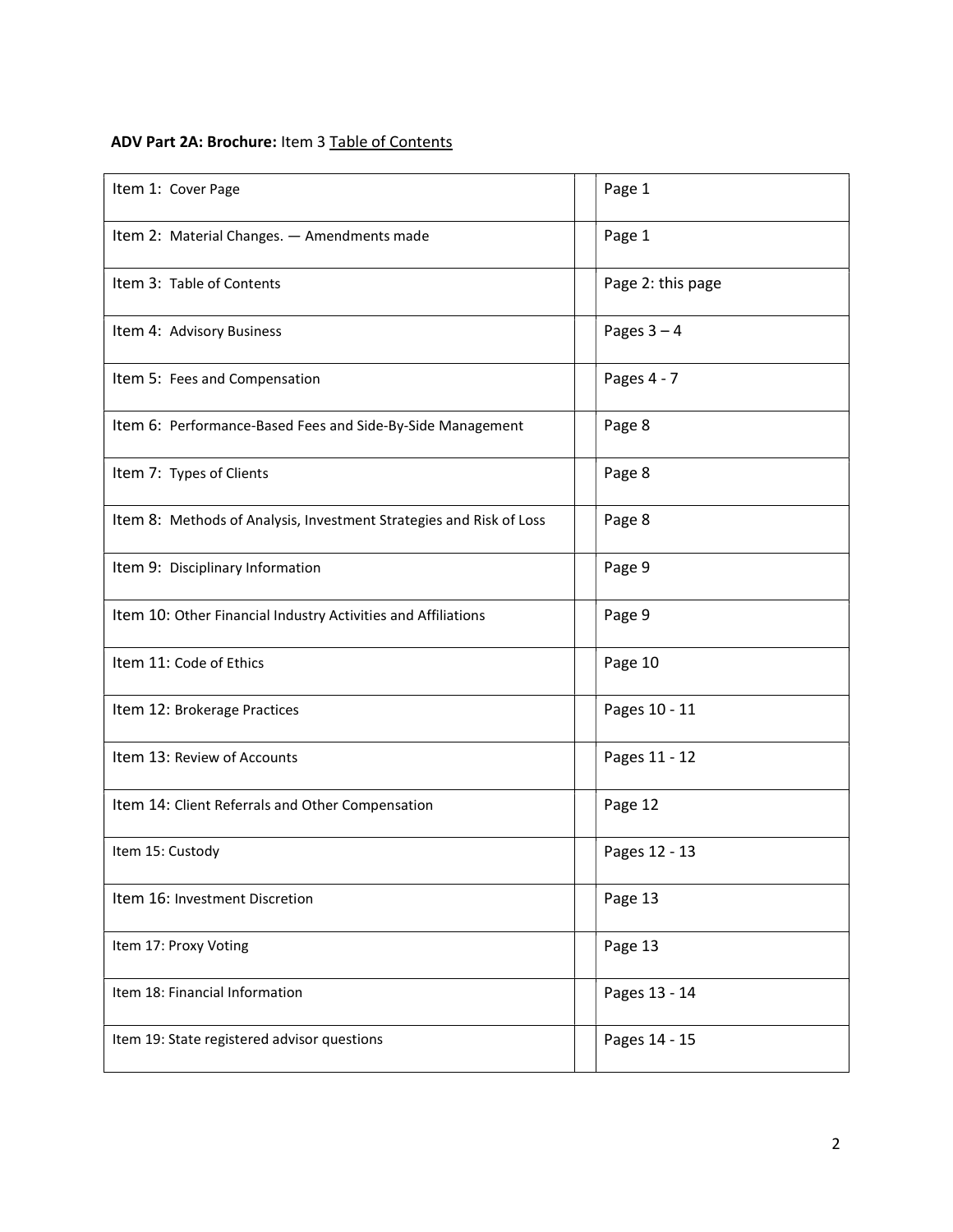**ADV Part 2A: Brochure:** Item 3 Table of Contents

| Item | | Page |
|---|---|---|
| Item 1: Cover Page | | Page 1 |
| Item 2: Material Changes. — Amendments made | | Page 1 |
| Item 3: Table of Contents | | Page 2: this page |
| Item 4: Advisory Business | | Pages 3 – 4 |
| Item 5: Fees and Compensation | | Pages 4 - 7 |
| Item 6: Performance-Based Fees and Side-By-Side Management | | Page 8 |
| Item 7: Types of Clients | | Page 8 |
| Item 8: Methods of Analysis, Investment Strategies and Risk of Loss | | Page 8 |
| Item 9: Disciplinary Information | | Page 9 |
| Item 10: Other Financial Industry Activities and Affiliations | | Page 9 |
| Item 11: Code of Ethics | | Page 10 |
| Item 12: Brokerage Practices | | Pages 10 - 11 |
| Item 13: Review of Accounts | | Pages 11 - 12 |
| Item 14: Client Referrals and Other Compensation | | Page 12 |
| Item 15: Custody | | Pages 12 - 13 |
| Item 16: Investment Discretion | | Page 13 |
| Item 17: Proxy Voting | | Page 13 |
| Item 18: Financial Information | | Pages 13 - 14 |
| Item 19: State registered advisor questions | | Pages 14 - 15 |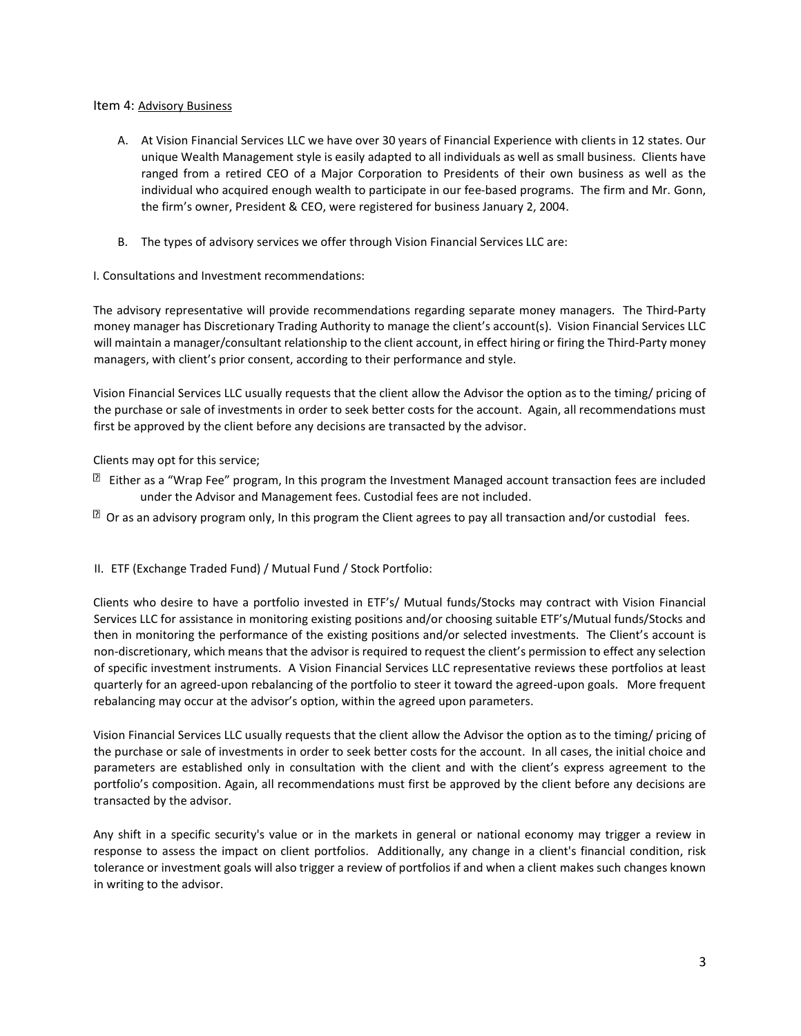Item 4: <u>Advisory Business</u>

A. At Vision Financial Services LLC we have over 30 years of Financial Experience with clients in 12 states. Our unique Wealth Management style is easily adapted to all individuals as well as small business. Clients have ranged from a retired CEO of a Major Corporation to Presidents of their own business as well as the individual who acquired enough wealth to participate in our fee-based programs. The firm and Mr. Gonn, the firm's owner, President & CEO, were registered for business January 2, 2004.

B. The types of advisory services we offer through Vision Financial Services LLC are:

I. Consultations and Investment recommendations:

The advisory representative will provide recommendations regarding separate money managers. The Third-Party money manager has Discretionary Trading Authority to manage the client's account(s). Vision Financial Services LLC will maintain a manager/consultant relationship to the client account, in effect hiring or firing the Third-Party money managers, with client's prior consent, according to their performance and style.

Vision Financial Services LLC usually requests that the client allow the Advisor the option as to the timing/ pricing of the purchase or sale of investments in order to seek better costs for the account. Again, all recommendations must first be approved by the client before any decisions are transacted by the advisor.

Clients may opt for this service;

- Either as a "Wrap Fee" program, In this program the Investment Managed account transaction fees are included under the Advisor and Management fees. Custodial fees are not included.
- Or as an advisory program only, In this program the Client agrees to pay all transaction and/or custodial fees.

II. ETF (Exchange Traded Fund) / Mutual Fund / Stock Portfolio:

Clients who desire to have a portfolio invested in ETF's/ Mutual funds/Stocks may contract with Vision Financial Services LLC for assistance in monitoring existing positions and/or choosing suitable ETF's/Mutual funds/Stocks and then in monitoring the performance of the existing positions and/or selected investments. The Client's account is non-discretionary, which means that the advisor is required to request the client's permission to effect any selection of specific investment instruments. A Vision Financial Services LLC representative reviews these portfolios at least quarterly for an agreed-upon rebalancing of the portfolio to steer it toward the agreed-upon goals. More frequent rebalancing may occur at the advisor's option, within the agreed upon parameters.

Vision Financial Services LLC usually requests that the client allow the Advisor the option as to the timing/ pricing of the purchase or sale of investments in order to seek better costs for the account. In all cases, the initial choice and parameters are established only in consultation with the client and with the client's express agreement to the portfolio's composition. Again, all recommendations must first be approved by the client before any decisions are transacted by the advisor.

Any shift in a specific security's value or in the markets in general or national economy may trigger a review in response to assess the impact on client portfolios. Additionally, any change in a client's financial condition, risk tolerance or investment goals will also trigger a review of portfolios if and when a client makes such changes known in writing to the advisor.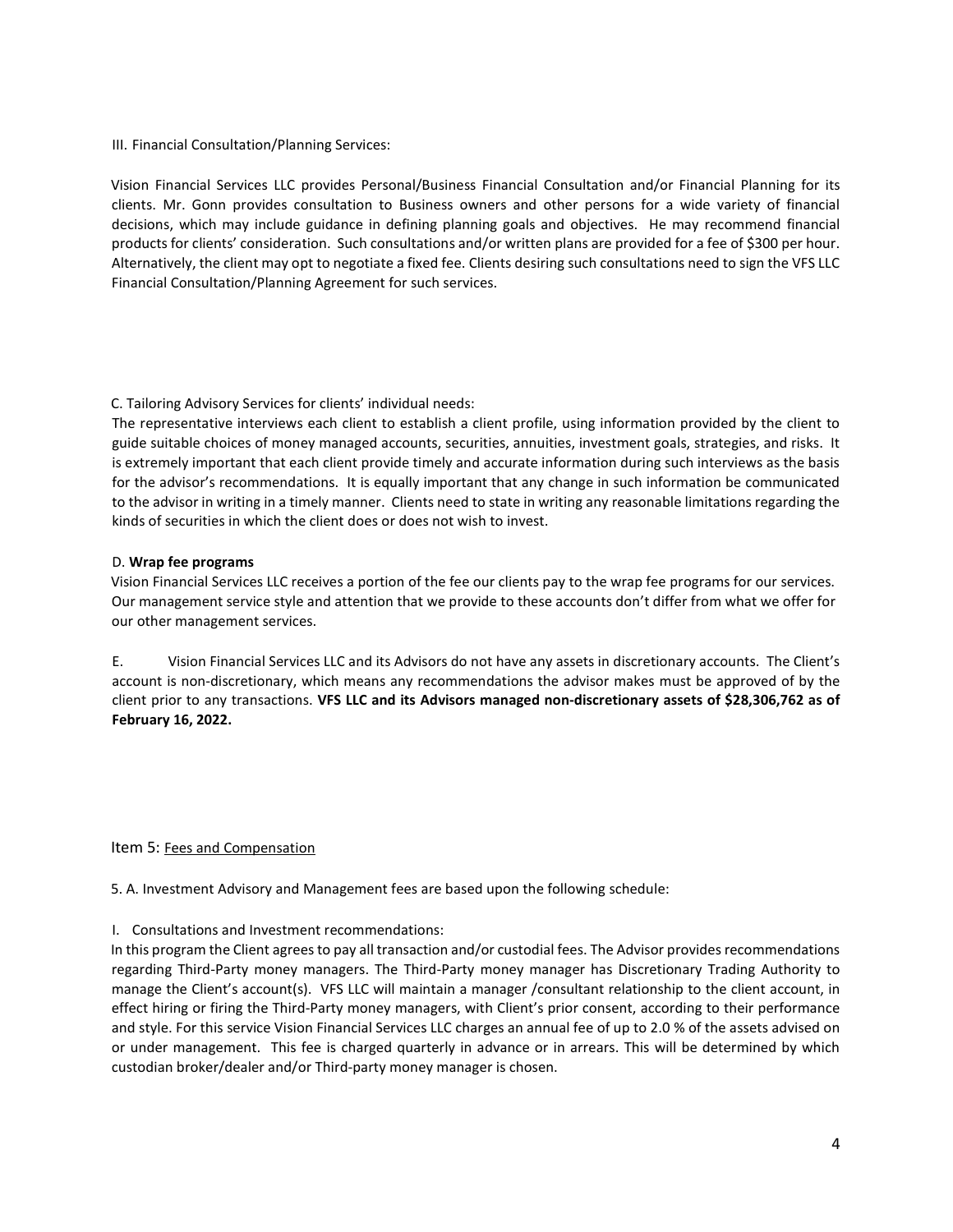III. Financial Consultation/Planning Services:

Vision Financial Services LLC provides Personal/Business Financial Consultation and/or Financial Planning for its clients. Mr. Gonn provides consultation to Business owners and other persons for a wide variety of financial decisions, which may include guidance in defining planning goals and objectives. He may recommend financial products for clients' consideration. Such consultations and/or written plans are provided for a fee of $300 per hour. Alternatively, the client may opt to negotiate a fixed fee. Clients desiring such consultations need to sign the VFS LLC Financial Consultation/Planning Agreement for such services.

C. Tailoring Advisory Services for clients' individual needs:

The representative interviews each client to establish a client profile, using information provided by the client to guide suitable choices of money managed accounts, securities, annuities, investment goals, strategies, and risks. It is extremely important that each client provide timely and accurate information during such interviews as the basis for the advisor's recommendations. It is equally important that any change in such information be communicated to the advisor in writing in a timely manner. Clients need to state in writing any reasonable limitations regarding the kinds of securities in which the client does or does not wish to invest.

D. **Wrap fee programs**

Vision Financial Services LLC receives a portion of the fee our clients pay to the wrap fee programs for our services. Our management service style and attention that we provide to these accounts don't differ from what we offer for our other management services.

E. Vision Financial Services LLC and its Advisors do not have any assets in discretionary accounts. The Client's account is non-discretionary, which means any recommendations the advisor makes must be approved of by the client prior to any transactions. **VFS LLC and its Advisors managed non-discretionary assets of $28,306,762 as of February 16, 2022.**

## Item 5: Fees and Compensation

5. A. Investment Advisory and Management fees are based upon the following schedule:

I. Consultations and Investment recommendations:

In this program the Client agrees to pay all transaction and/or custodial fees. The Advisor provides recommendations regarding Third-Party money managers. The Third-Party money manager has Discretionary Trading Authority to manage the Client's account(s). VFS LLC will maintain a manager /consultant relationship to the client account, in effect hiring or firing the Third-Party money managers, with Client's prior consent, according to their performance and style. For this service Vision Financial Services LLC charges an annual fee of up to 2.0 % of the assets advised on or under management. This fee is charged quarterly in advance or in arrears. This will be determined by which custodian broker/dealer and/or Third-party money manager is chosen.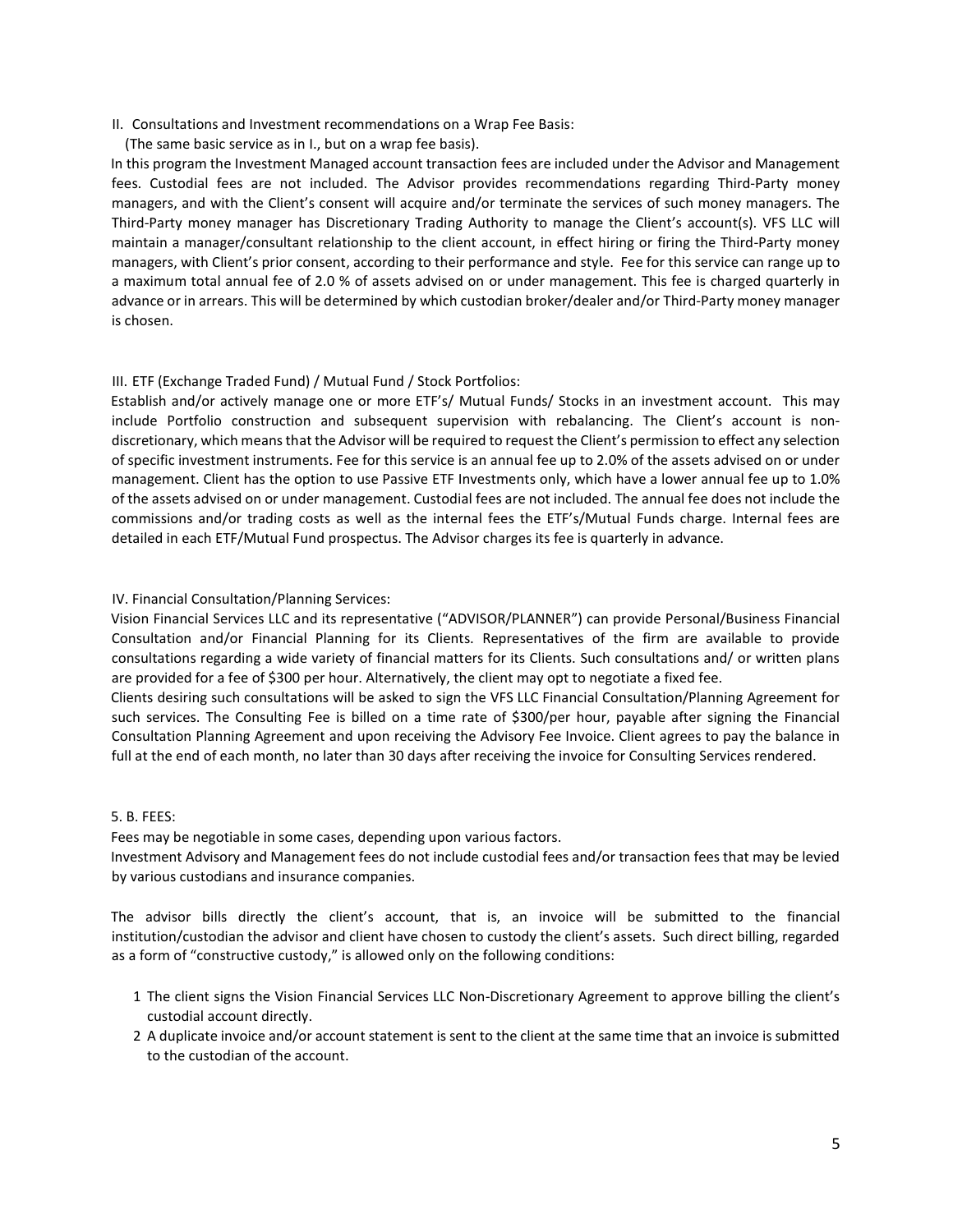II. Consultations and Investment recommendations on a Wrap Fee Basis:

(The same basic service as in I., but on a wrap fee basis).

In this program the Investment Managed account transaction fees are included under the Advisor and Management fees. Custodial fees are not included. The Advisor provides recommendations regarding Third-Party money managers, and with the Client's consent will acquire and/or terminate the services of such money managers. The Third-Party money manager has Discretionary Trading Authority to manage the Client's account(s). VFS LLC will maintain a manager/consultant relationship to the client account, in effect hiring or firing the Third-Party money managers, with Client's prior consent, according to their performance and style. Fee for this service can range up to a maximum total annual fee of 2.0 % of assets advised on or under management. This fee is charged quarterly in advance or in arrears. This will be determined by which custodian broker/dealer and/or Third-Party money manager is chosen.

III. ETF (Exchange Traded Fund) / Mutual Fund / Stock Portfolios:

Establish and/or actively manage one or more ETF's/ Mutual Funds/ Stocks in an investment account. This may include Portfolio construction and subsequent supervision with rebalancing. The Client's account is non-discretionary, which means that the Advisor will be required to request the Client's permission to effect any selection of specific investment instruments. Fee for this service is an annual fee up to 2.0% of the assets advised on or under management. Client has the option to use Passive ETF Investments only, which have a lower annual fee up to 1.0% of the assets advised on or under management. Custodial fees are not included. The annual fee does not include the commissions and/or trading costs as well as the internal fees the ETF's/Mutual Funds charge. Internal fees are detailed in each ETF/Mutual Fund prospectus. The Advisor charges its fee is quarterly in advance.

IV. Financial Consultation/Planning Services:

Vision Financial Services LLC and its representative ("ADVISOR/PLANNER") can provide Personal/Business Financial Consultation and/or Financial Planning for its Clients. Representatives of the firm are available to provide consultations regarding a wide variety of financial matters for its Clients. Such consultations and/ or written plans are provided for a fee of $300 per hour. Alternatively, the client may opt to negotiate a fixed fee.

Clients desiring such consultations will be asked to sign the VFS LLC Financial Consultation/Planning Agreement for such services. The Consulting Fee is billed on a time rate of $300/per hour, payable after signing the Financial Consultation Planning Agreement and upon receiving the Advisory Fee Invoice. Client agrees to pay the balance in full at the end of each month, no later than 30 days after receiving the invoice for Consulting Services rendered.

5. B. FEES:

Fees may be negotiable in some cases, depending upon various factors.

Investment Advisory and Management fees do not include custodial fees and/or transaction fees that may be levied by various custodians and insurance companies.

The advisor bills directly the client's account, that is, an invoice will be submitted to the financial institution/custodian the advisor and client have chosen to custody the client's assets. Such direct billing, regarded as a form of "constructive custody," is allowed only on the following conditions:

1. The client signs the Vision Financial Services LLC Non-Discretionary Agreement to approve billing the client's custodial account directly.
2. A duplicate invoice and/or account statement is sent to the client at the same time that an invoice is submitted to the custodian of the account.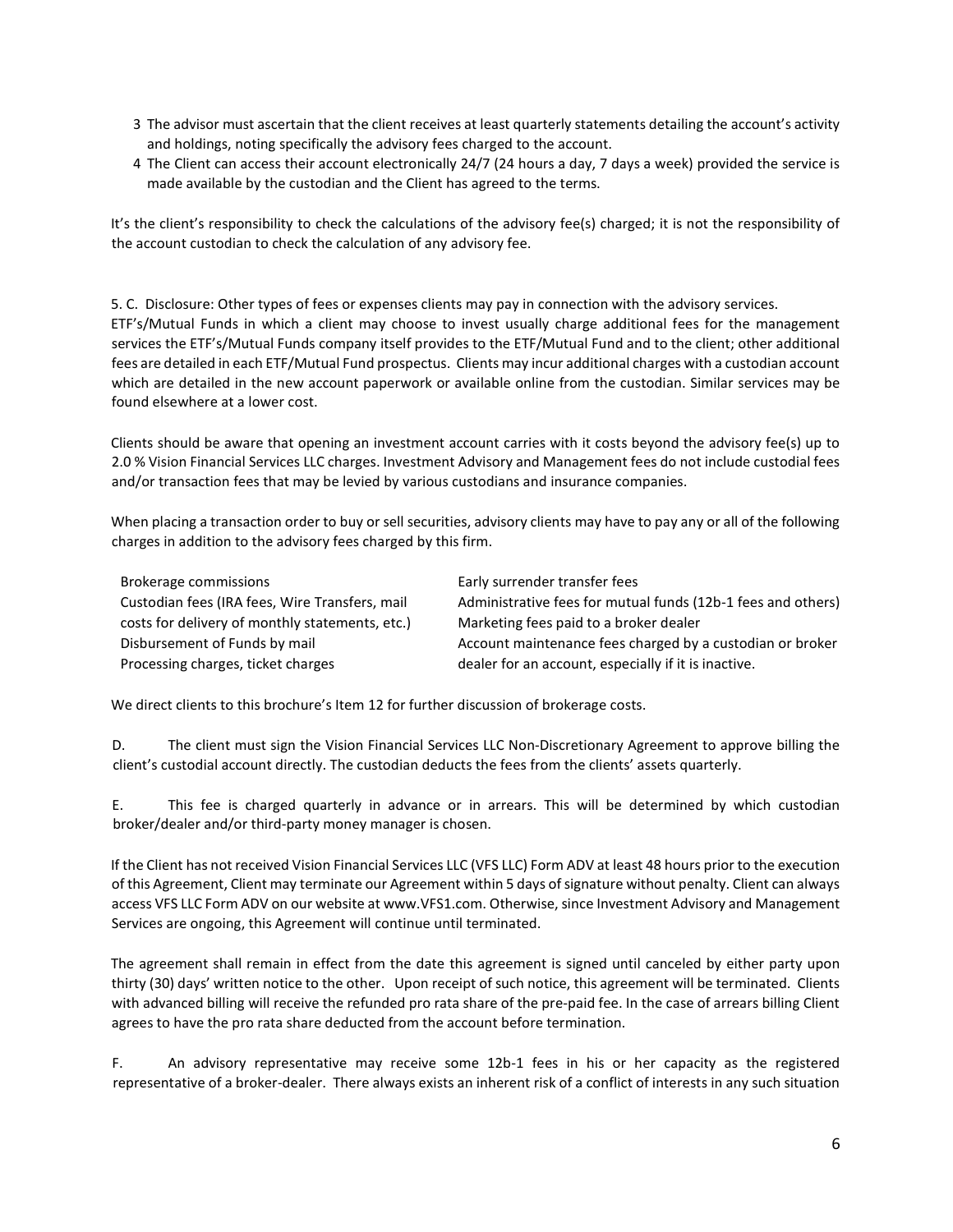3. The advisor must ascertain that the client receives at least quarterly statements detailing the account's activity and holdings, noting specifically the advisory fees charged to the account.
4. The Client can access their account electronically 24/7 (24 hours a day, 7 days a week) provided the service is made available by the custodian and the Client has agreed to the terms.

It's the client's responsibility to check the calculations of the advisory fee(s) charged; it is not the responsibility of the account custodian to check the calculation of any advisory fee.

5. C. Disclosure: Other types of fees or expenses clients may pay in connection with the advisory services.
ETF's/Mutual Funds in which a client may choose to invest usually charge additional fees for the management services the ETF's/Mutual Funds company itself provides to the ETF/Mutual Fund and to the client; other additional fees are detailed in each ETF/Mutual Fund prospectus. Clients may incur additional charges with a custodian account which are detailed in the new account paperwork or available online from the custodian. Similar services may be found elsewhere at a lower cost.

Clients should be aware that opening an investment account carries with it costs beyond the advisory fee(s) up to 2.0 % Vision Financial Services LLC charges. Investment Advisory and Management fees do not include custodial fees and/or transaction fees that may be levied by various custodians and insurance companies.

When placing a transaction order to buy or sell securities, advisory clients may have to pay any or all of the following charges in addition to the advisory fees charged by this firm.

| | |
|---|---|
| Brokerage commissions | Early surrender transfer fees |
| Custodian fees (IRA fees, Wire Transfers, mail costs for delivery of monthly statements, etc.) | Administrative fees for mutual funds (12b-1 fees and others) |
| Disbursement of Funds by mail | Marketing fees paid to a broker dealer |
| Processing charges, ticket charges | Account maintenance fees charged by a custodian or broker dealer for an account, especially if it is inactive. |

We direct clients to this brochure's Item 12 for further discussion of brokerage costs.

D. The client must sign the Vision Financial Services LLC Non-Discretionary Agreement to approve billing the client's custodial account directly. The custodian deducts the fees from the clients' assets quarterly.

E. This fee is charged quarterly in advance or in arrears. This will be determined by which custodian broker/dealer and/or third-party money manager is chosen.

If the Client has not received Vision Financial Services LLC (VFS LLC) Form ADV at least 48 hours prior to the execution of this Agreement, Client may terminate our Agreement within 5 days of signature without penalty. Client can always access VFS LLC Form ADV on our website at www.VFS1.com. Otherwise, since Investment Advisory and Management Services are ongoing, this Agreement will continue until terminated.

The agreement shall remain in effect from the date this agreement is signed until canceled by either party upon thirty (30) days' written notice to the other. Upon receipt of such notice, this agreement will be terminated. Clients with advanced billing will receive the refunded pro rata share of the pre-paid fee. In the case of arrears billing Client agrees to have the pro rata share deducted from the account before termination.

F. An advisory representative may receive some 12b-1 fees in his or her capacity as the registered representative of a broker-dealer. There always exists an inherent risk of a conflict of interests in any such situation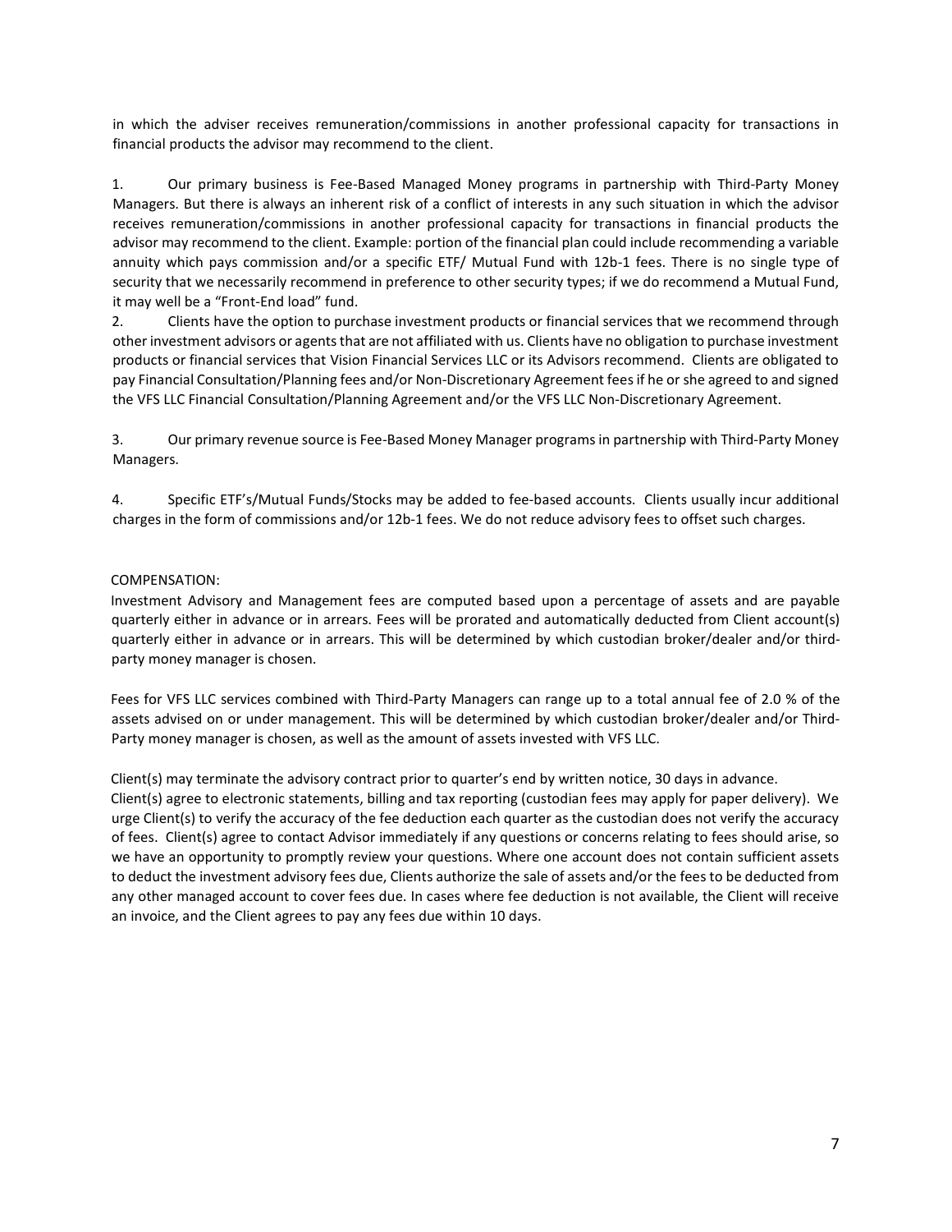in which the adviser receives remuneration/commissions in another professional capacity for transactions in financial products the advisor may recommend to the client.

1. Our primary business is Fee-Based Managed Money programs in partnership with Third-Party Money Managers. But there is always an inherent risk of a conflict of interests in any such situation in which the advisor receives remuneration/commissions in another professional capacity for transactions in financial products the advisor may recommend to the client. Example: portion of the financial plan could include recommending a variable annuity which pays commission and/or a specific ETF/ Mutual Fund with 12b-1 fees. There is no single type of security that we necessarily recommend in preference to other security types; if we do recommend a Mutual Fund, it may well be a "Front-End load" fund.
2. Clients have the option to purchase investment products or financial services that we recommend through other investment advisors or agents that are not affiliated with us. Clients have no obligation to purchase investment products or financial services that Vision Financial Services LLC or its Advisors recommend. Clients are obligated to pay Financial Consultation/Planning fees and/or Non-Discretionary Agreement fees if he or she agreed to and signed the VFS LLC Financial Consultation/Planning Agreement and/or the VFS LLC Non-Discretionary Agreement.
3. Our primary revenue source is Fee-Based Money Manager programs in partnership with Third-Party Money Managers.
4. Specific ETF's/Mutual Funds/Stocks may be added to fee-based accounts. Clients usually incur additional charges in the form of commissions and/or 12b-1 fees. We do not reduce advisory fees to offset such charges.

COMPENSATION:

Investment Advisory and Management fees are computed based upon a percentage of assets and are payable quarterly either in advance or in arrears. Fees will be prorated and automatically deducted from Client account(s) quarterly either in advance or in arrears. This will be determined by which custodian broker/dealer and/or third-party money manager is chosen.

Fees for VFS LLC services combined with Third-Party Managers can range up to a total annual fee of 2.0 % of the assets advised on or under management. This will be determined by which custodian broker/dealer and/or Third-Party money manager is chosen, as well as the amount of assets invested with VFS LLC.

Client(s) may terminate the advisory contract prior to quarter's end by written notice, 30 days in advance.
Client(s) agree to electronic statements, billing and tax reporting (custodian fees may apply for paper delivery). We urge Client(s) to verify the accuracy of the fee deduction each quarter as the custodian does not verify the accuracy of fees. Client(s) agree to contact Advisor immediately if any questions or concerns relating to fees should arise, so we have an opportunity to promptly review your questions. Where one account does not contain sufficient assets to deduct the investment advisory fees due, Clients authorize the sale of assets and/or the fees to be deducted from any other managed account to cover fees due. In cases where fee deduction is not available, the Client will receive an invoice, and the Client agrees to pay any fees due within 10 days.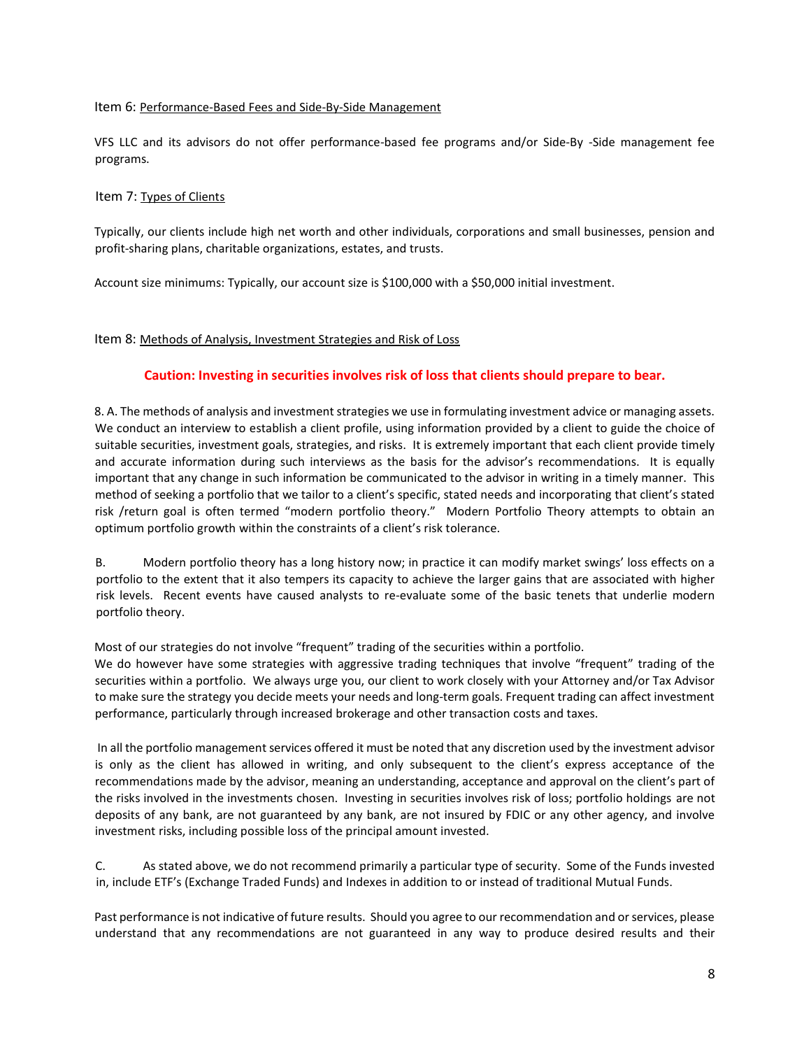## Item 6: Performance-Based Fees and Side-By-Side Management

VFS LLC and its advisors do not offer performance-based fee programs and/or Side-By -Side management fee programs.

## Item 7: Types of Clients

Typically, our clients include high net worth and other individuals, corporations and small businesses, pension and profit-sharing plans, charitable organizations, estates, and trusts.

Account size minimums: Typically, our account size is $100,000 with a $50,000 initial investment.

## Item 8: Methods of Analysis, Investment Strategies and Risk of Loss

**Caution: Investing in securities involves risk of loss that clients should prepare to bear.**

8. A. The methods of analysis and investment strategies we use in formulating investment advice or managing assets. We conduct an interview to establish a client profile, using information provided by a client to guide the choice of suitable securities, investment goals, strategies, and risks. It is extremely important that each client provide timely and accurate information during such interviews as the basis for the advisor's recommendations. It is equally important that any change in such information be communicated to the advisor in writing in a timely manner. This method of seeking a portfolio that we tailor to a client's specific, stated needs and incorporating that client's stated risk /return goal is often termed "modern portfolio theory." Modern Portfolio Theory attempts to obtain an optimum portfolio growth within the constraints of a client's risk tolerance.

B. Modern portfolio theory has a long history now; in practice it can modify market swings' loss effects on a portfolio to the extent that it also tempers its capacity to achieve the larger gains that are associated with higher risk levels. Recent events have caused analysts to re-evaluate some of the basic tenets that underlie modern portfolio theory.

Most of our strategies do not involve "frequent" trading of the securities within a portfolio.
We do however have some strategies with aggressive trading techniques that involve "frequent" trading of the securities within a portfolio. We always urge you, our client to work closely with your Attorney and/or Tax Advisor to make sure the strategy you decide meets your needs and long-term goals. Frequent trading can affect investment performance, particularly through increased brokerage and other transaction costs and taxes.

In all the portfolio management services offered it must be noted that any discretion used by the investment advisor is only as the client has allowed in writing, and only subsequent to the client's express acceptance of the recommendations made by the advisor, meaning an understanding, acceptance and approval on the client's part of the risks involved in the investments chosen. Investing in securities involves risk of loss; portfolio holdings are not deposits of any bank, are not guaranteed by any bank, are not insured by FDIC or any other agency, and involve investment risks, including possible loss of the principal amount invested.

C. As stated above, we do not recommend primarily a particular type of security. Some of the Funds invested in, include ETF's (Exchange Traded Funds) and Indexes in addition to or instead of traditional Mutual Funds.

Past performance is not indicative of future results. Should you agree to our recommendation and or services, please understand that any recommendations are not guaranteed in any way to produce desired results and their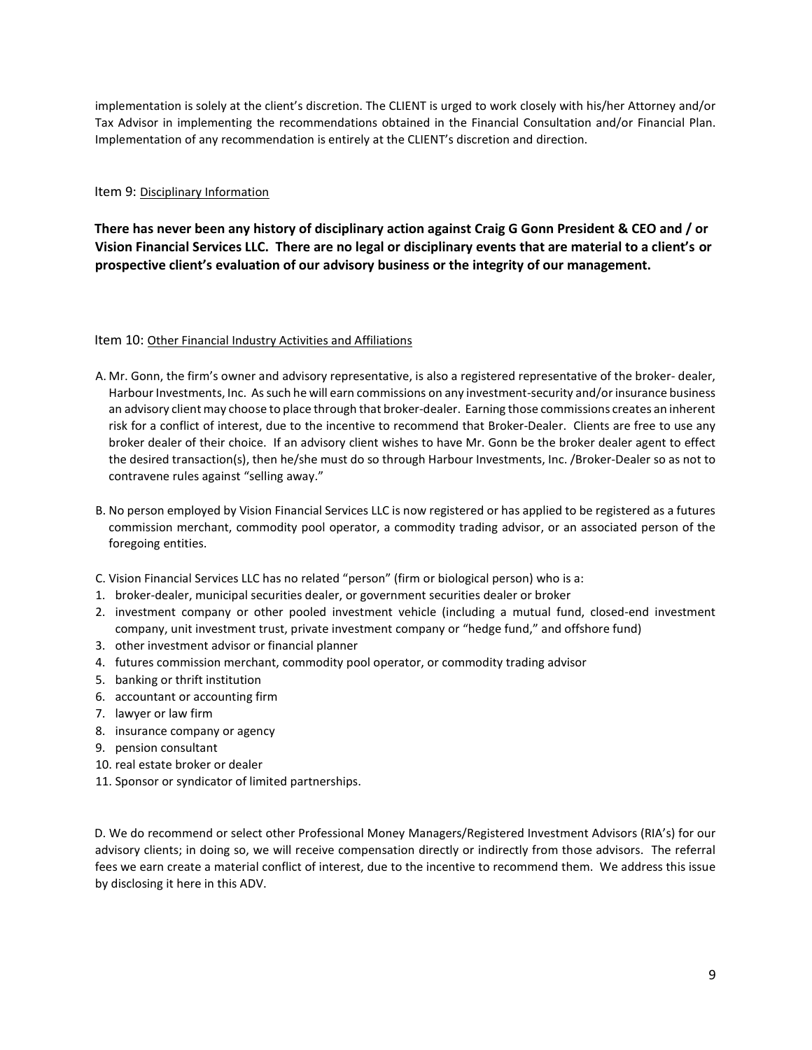implementation is solely at the client's discretion. The CLIENT is urged to work closely with his/her Attorney and/or Tax Advisor in implementing the recommendations obtained in the Financial Consultation and/or Financial Plan. Implementation of any recommendation is entirely at the CLIENT's discretion and direction.

## Item 9: Disciplinary Information

**There has never been any history of disciplinary action against Craig G Gonn President & CEO and / or Vision Financial Services LLC. There are no legal or disciplinary events that are material to a client's or prospective client's evaluation of our advisory business or the integrity of our management.**

## Item 10: Other Financial Industry Activities and Affiliations

A. Mr. Gonn, the firm's owner and advisory representative, is also a registered representative of the broker- dealer, Harbour Investments, Inc. As such he will earn commissions on any investment-security and/or insurance business an advisory client may choose to place through that broker-dealer. Earning those commissions creates an inherent risk for a conflict of interest, due to the incentive to recommend that Broker-Dealer. Clients are free to use any broker dealer of their choice. If an advisory client wishes to have Mr. Gonn be the broker dealer agent to effect the desired transaction(s), then he/she must do so through Harbour Investments, Inc. /Broker-Dealer so as not to contravene rules against "selling away."

B. No person employed by Vision Financial Services LLC is now registered or has applied to be registered as a futures commission merchant, commodity pool operator, a commodity trading advisor, or an associated person of the foregoing entities.

C. Vision Financial Services LLC has no related "person" (firm or biological person) who is a:

1. broker-dealer, municipal securities dealer, or government securities dealer or broker
2. investment company or other pooled investment vehicle (including a mutual fund, closed-end investment company, unit investment trust, private investment company or "hedge fund," and offshore fund)
3. other investment advisor or financial planner
4. futures commission merchant, commodity pool operator, or commodity trading advisor
5. banking or thrift institution
6. accountant or accounting firm
7. lawyer or law firm
8. insurance company or agency
9. pension consultant
10. real estate broker or dealer
11. Sponsor or syndicator of limited partnerships.

D. We do recommend or select other Professional Money Managers/Registered Investment Advisors (RIA's) for our advisory clients; in doing so, we will receive compensation directly or indirectly from those advisors. The referral fees we earn create a material conflict of interest, due to the incentive to recommend them. We address this issue by disclosing it here in this ADV.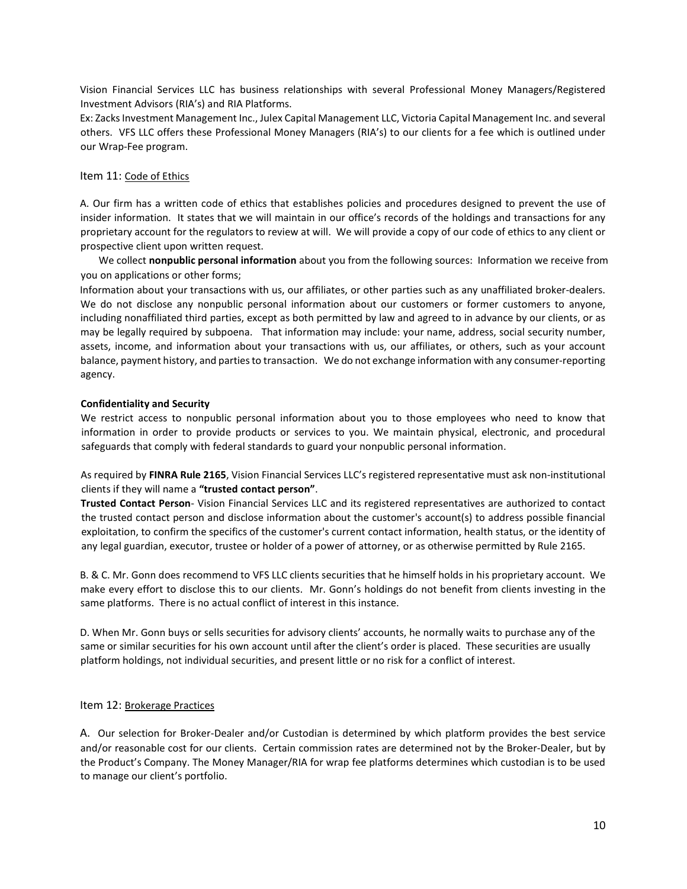Vision Financial Services LLC has business relationships with several Professional Money Managers/Registered Investment Advisors (RIA's) and RIA Platforms.

Ex: Zacks Investment Management Inc., Julex Capital Management LLC, Victoria Capital Management Inc. and several others. VFS LLC offers these Professional Money Managers (RIA's) to our clients for a fee which is outlined under our Wrap-Fee program.

## Item 11: Code of Ethics

A. Our firm has a written code of ethics that establishes policies and procedures designed to prevent the use of insider information. It states that we will maintain in our office's records of the holdings and transactions for any proprietary account for the regulators to review at will. We will provide a copy of our code of ethics to any client or prospective client upon written request.

We collect **nonpublic personal information** about you from the following sources: Information we receive from you on applications or other forms;

Information about your transactions with us, our affiliates, or other parties such as any unaffiliated broker-dealers. We do not disclose any nonpublic personal information about our customers or former customers to anyone, including nonaffiliated third parties, except as both permitted by law and agreed to in advance by our clients, or as may be legally required by subpoena. That information may include: your name, address, social security number, assets, income, and information about your transactions with us, our affiliates, or others, such as your account balance, payment history, and parties to transaction. We do not exchange information with any consumer-reporting agency.

**Confidentiality and Security**

We restrict access to nonpublic personal information about you to those employees who need to know that information in order to provide products or services to you. We maintain physical, electronic, and procedural safeguards that comply with federal standards to guard your nonpublic personal information.

As required by **FINRA Rule 2165**, Vision Financial Services LLC's registered representative must ask non-institutional clients if they will name a **"trusted contact person"**.

**Trusted Contact Person**- Vision Financial Services LLC and its registered representatives are authorized to contact the trusted contact person and disclose information about the customer's account(s) to address possible financial exploitation, to confirm the specifics of the customer's current contact information, health status, or the identity of any legal guardian, executor, trustee or holder of a power of attorney, or as otherwise permitted by Rule 2165.

B. & C. Mr. Gonn does recommend to VFS LLC clients securities that he himself holds in his proprietary account. We make every effort to disclose this to our clients. Mr. Gonn's holdings do not benefit from clients investing in the same platforms. There is no actual conflict of interest in this instance.

D. When Mr. Gonn buys or sells securities for advisory clients' accounts, he normally waits to purchase any of the same or similar securities for his own account until after the client's order is placed. These securities are usually platform holdings, not individual securities, and present little or no risk for a conflict of interest.

## Item 12: Brokerage Practices

A. Our selection for Broker-Dealer and/or Custodian is determined by which platform provides the best service and/or reasonable cost for our clients. Certain commission rates are determined not by the Broker-Dealer, but by the Product's Company. The Money Manager/RIA for wrap fee platforms determines which custodian is to be used to manage our client's portfolio.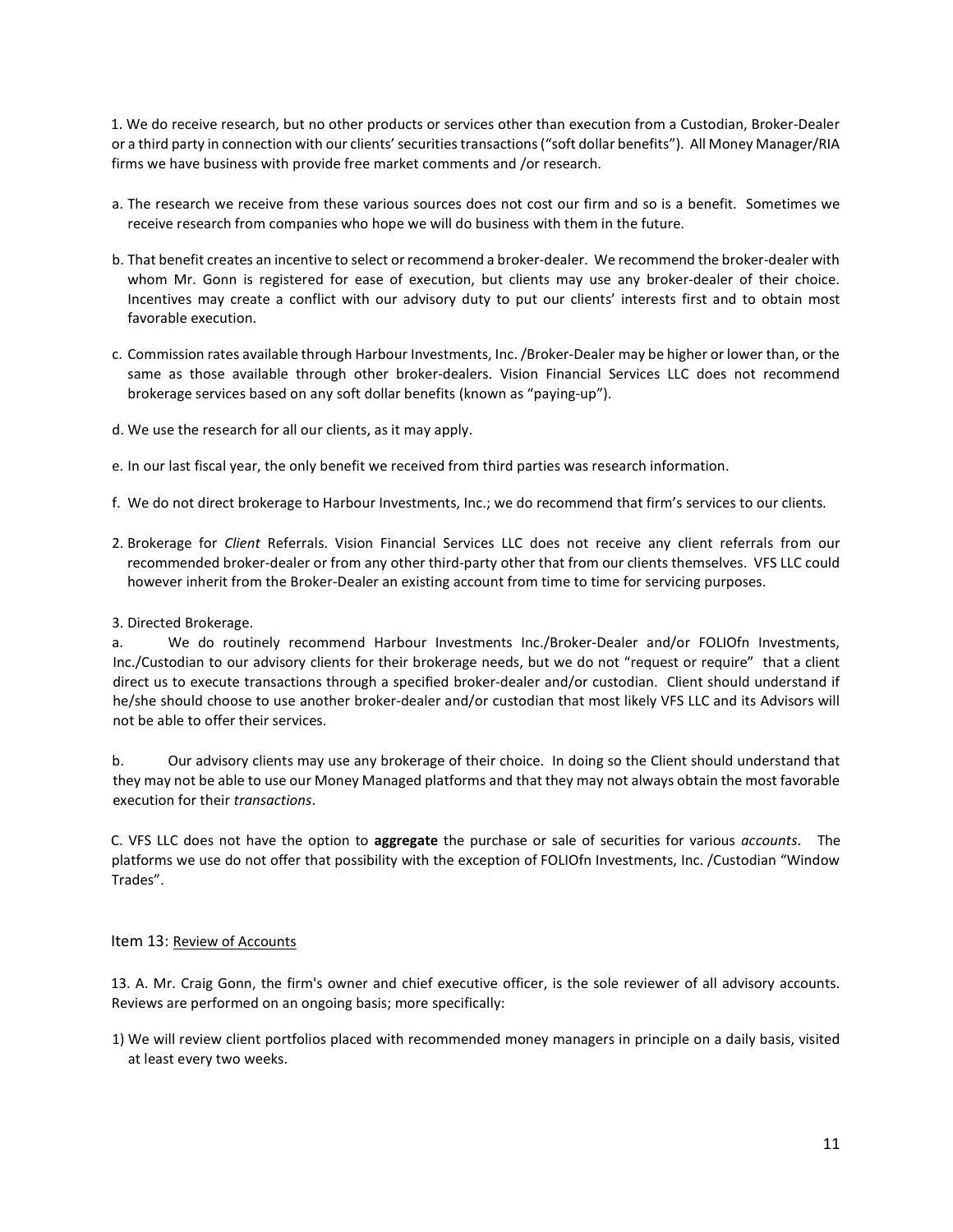1. We do receive research, but no other products or services other than execution from a Custodian, Broker-Dealer or a third party in connection with our clients' securities transactions ("soft dollar benefits"). All Money Manager/RIA firms we have business with provide free market comments and /or research.

a. The research we receive from these various sources does not cost our firm and so is a benefit. Sometimes we receive research from companies who hope we will do business with them in the future.

b. That benefit creates an incentive to select or recommend a broker-dealer. We recommend the broker-dealer with whom Mr. Gonn is registered for ease of execution, but clients may use any broker-dealer of their choice. Incentives may create a conflict with our advisory duty to put our clients' interests first and to obtain most favorable execution.

c. Commission rates available through Harbour Investments, Inc. /Broker-Dealer may be higher or lower than, or the same as those available through other broker-dealers. Vision Financial Services LLC does not recommend brokerage services based on any soft dollar benefits (known as "paying-up").

d. We use the research for all our clients, as it may apply.

e. In our last fiscal year, the only benefit we received from third parties was research information.

f. We do not direct brokerage to Harbour Investments, Inc.; we do recommend that firm's services to our clients.

2. Brokerage for *Client* Referrals. Vision Financial Services LLC does not receive any client referrals from our recommended broker-dealer or from any other third-party other that from our clients themselves. VFS LLC could however inherit from the Broker-Dealer an existing account from time to time for servicing purposes.

3. Directed Brokerage.

a. We do routinely recommend Harbour Investments Inc./Broker-Dealer and/or FOLIOfn Investments, Inc./Custodian to our advisory clients for their brokerage needs, but we do not "request or require" that a client direct us to execute transactions through a specified broker-dealer and/or custodian. Client should understand if he/she should choose to use another broker-dealer and/or custodian that most likely VFS LLC and its Advisors will not be able to offer their services.

b. Our advisory clients may use any brokerage of their choice. In doing so the Client should understand that they may not be able to use our Money Managed platforms and that they may not always obtain the most favorable execution for their *transactions*.

C. VFS LLC does not have the option to **aggregate** the purchase or sale of securities for various *accounts*. The platforms we use do not offer that possibility with the exception of FOLIOfn Investments, Inc. /Custodian "Window Trades".

## Item 13: Review of Accounts

13. A. Mr. Craig Gonn, the firm's owner and chief executive officer, is the sole reviewer of all advisory accounts. Reviews are performed on an ongoing basis; more specifically:

1) We will review client portfolios placed with recommended money managers in principle on a daily basis, visited at least every two weeks.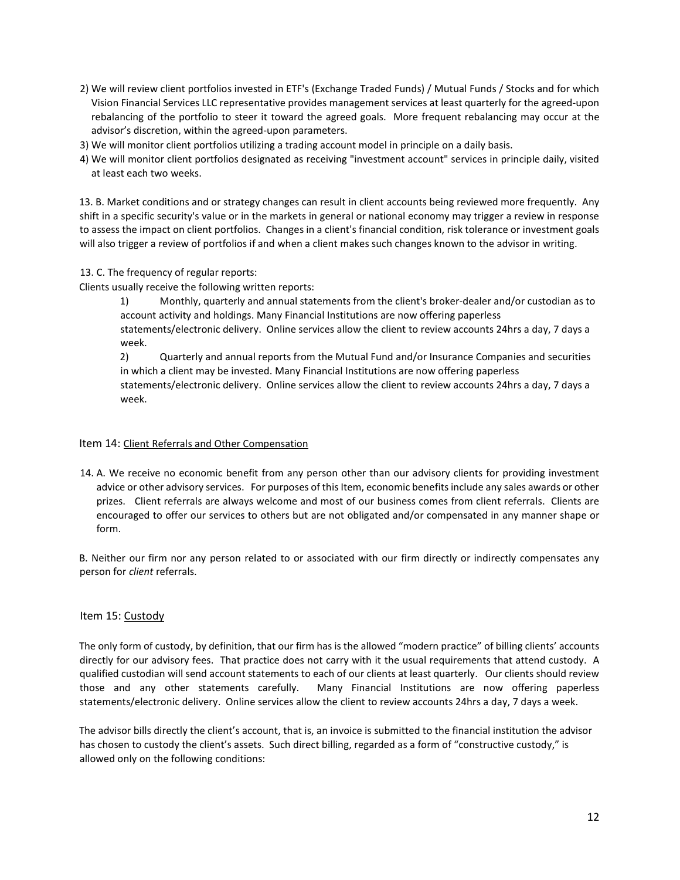2) We will review client portfolios invested in ETF's (Exchange Traded Funds) / Mutual Funds / Stocks and for which Vision Financial Services LLC representative provides management services at least quarterly for the agreed-upon rebalancing of the portfolio to steer it toward the agreed goals. More frequent rebalancing may occur at the advisor's discretion, within the agreed-upon parameters.
3) We will monitor client portfolios utilizing a trading account model in principle on a daily basis.
4) We will monitor client portfolios designated as receiving "investment account" services in principle daily, visited at least each two weeks.

13. B. Market conditions and or strategy changes can result in client accounts being reviewed more frequently. Any shift in a specific security's value or in the markets in general or national economy may trigger a review in response to assess the impact on client portfolios. Changes in a client's financial condition, risk tolerance or investment goals will also trigger a review of portfolios if and when a client makes such changes known to the advisor in writing.

13. C. The frequency of regular reports:

Clients usually receive the following written reports:

1) Monthly, quarterly and annual statements from the client's broker-dealer and/or custodian as to account activity and holdings. Many Financial Institutions are now offering paperless statements/electronic delivery. Online services allow the client to review accounts 24hrs a day, 7 days a week.

2) Quarterly and annual reports from the Mutual Fund and/or Insurance Companies and securities in which a client may be invested. Many Financial Institutions are now offering paperless statements/electronic delivery. Online services allow the client to review accounts 24hrs a day, 7 days a week.

## Item 14: Client Referrals and Other Compensation

14. A. We receive no economic benefit from any person other than our advisory clients for providing investment advice or other advisory services. For purposes of this Item, economic benefits include any sales awards or other prizes. Client referrals are always welcome and most of our business comes from client referrals. Clients are encouraged to offer our services to others but are not obligated and/or compensated in any manner shape or form.

B. Neither our firm nor any person related to or associated with our firm directly or indirectly compensates any person for *client* referrals.

## Item 15: Custody

The only form of custody, by definition, that our firm has is the allowed "modern practice" of billing clients' accounts directly for our advisory fees. That practice does not carry with it the usual requirements that attend custody. A qualified custodian will send account statements to each of our clients at least quarterly. Our clients should review those and any other statements carefully. Many Financial Institutions are now offering paperless statements/electronic delivery. Online services allow the client to review accounts 24hrs a day, 7 days a week.

The advisor bills directly the client's account, that is, an invoice is submitted to the financial institution the advisor has chosen to custody the client's assets. Such direct billing, regarded as a form of "constructive custody," is allowed only on the following conditions: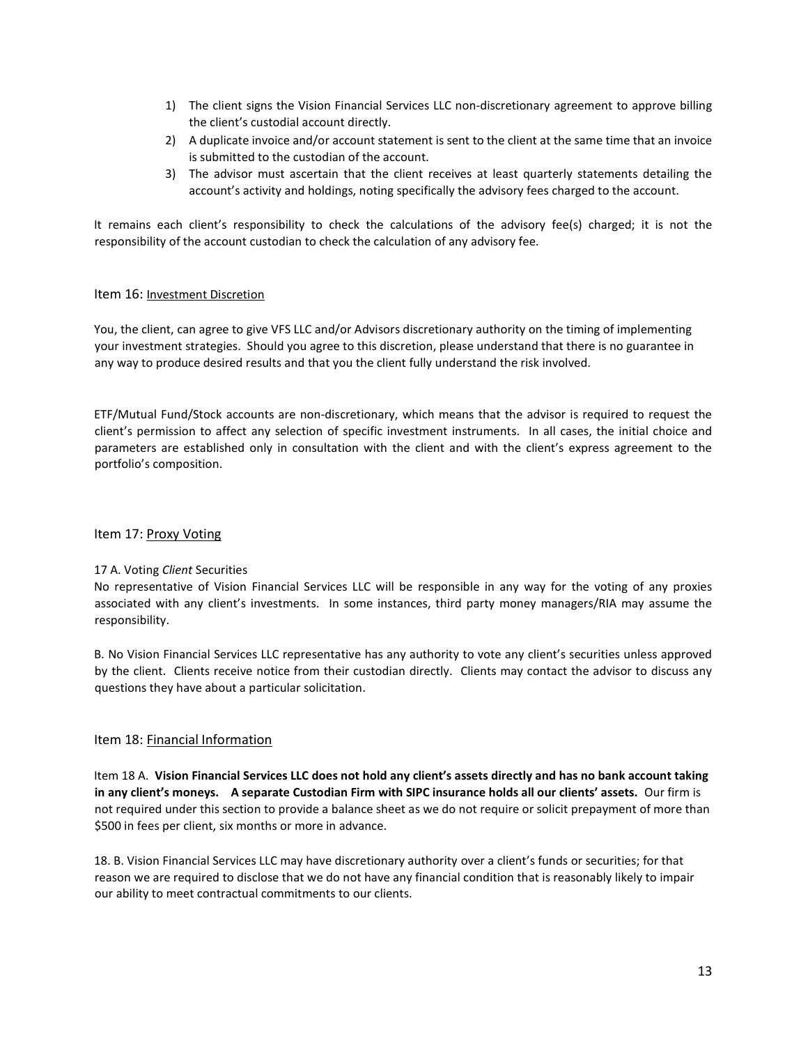1) The client signs the Vision Financial Services LLC non-discretionary agreement to approve billing the client's custodial account directly.
2) A duplicate invoice and/or account statement is sent to the client at the same time that an invoice is submitted to the custodian of the account.
3) The advisor must ascertain that the client receives at least quarterly statements detailing the account's activity and holdings, noting specifically the advisory fees charged to the account.

It remains each client's responsibility to check the calculations of the advisory fee(s) charged; it is not the responsibility of the account custodian to check the calculation of any advisory fee.

## Item 16: Investment Discretion

You, the client, can agree to give VFS LLC and/or Advisors discretionary authority on the timing of implementing your investment strategies. Should you agree to this discretion, please understand that there is no guarantee in any way to produce desired results and that you the client fully understand the risk involved.

ETF/Mutual Fund/Stock accounts are non-discretionary, which means that the advisor is required to request the client's permission to affect any selection of specific investment instruments. In all cases, the initial choice and parameters are established only in consultation with the client and with the client's express agreement to the portfolio's composition.

## Item 17: Proxy Voting

17 A. Voting *Client* Securities

No representative of Vision Financial Services LLC will be responsible in any way for the voting of any proxies associated with any client's investments. In some instances, third party money managers/RIA may assume the responsibility.

B. No Vision Financial Services LLC representative has any authority to vote any client's securities unless approved by the client. Clients receive notice from their custodian directly. Clients may contact the advisor to discuss any questions they have about a particular solicitation.

## Item 18: Financial Information

Item 18 A. **Vision Financial Services LLC does not hold any client's assets directly and has no bank account taking in any client's moneys. A separate Custodian Firm with SIPC insurance holds all our clients' assets.** Our firm is not required under this section to provide a balance sheet as we do not require or solicit prepayment of more than $500 in fees per client, six months or more in advance.

18. B. Vision Financial Services LLC may have discretionary authority over a client's funds or securities; for that reason we are required to disclose that we do not have any financial condition that is reasonably likely to impair our ability to meet contractual commitments to our clients.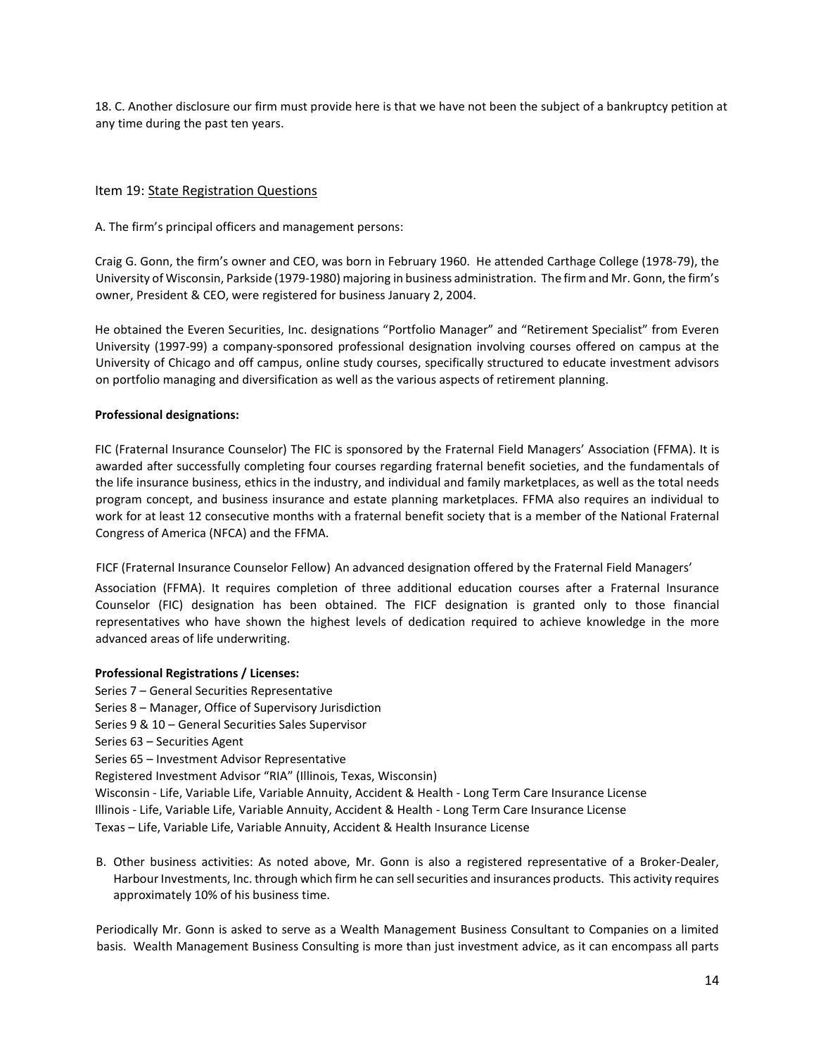18. C. Another disclosure our firm must provide here is that we have not been the subject of a bankruptcy petition at any time during the past ten years.

## Item 19: State Registration Questions

A. The firm's principal officers and management persons:

Craig G. Gonn, the firm's owner and CEO, was born in February 1960. He attended Carthage College (1978-79), the University of Wisconsin, Parkside (1979-1980) majoring in business administration. The firm and Mr. Gonn, the firm's owner, President & CEO, were registered for business January 2, 2004.

He obtained the Everen Securities, Inc. designations "Portfolio Manager" and "Retirement Specialist" from Everen University (1997-99) a company-sponsored professional designation involving courses offered on campus at the University of Chicago and off campus, online study courses, specifically structured to educate investment advisors on portfolio managing and diversification as well as the various aspects of retirement planning.

**Professional designations:**

FIC (Fraternal Insurance Counselor) The FIC is sponsored by the Fraternal Field Managers' Association (FFMA). It is awarded after successfully completing four courses regarding fraternal benefit societies, and the fundamentals of the life insurance business, ethics in the industry, and individual and family marketplaces, as well as the total needs program concept, and business insurance and estate planning marketplaces. FFMA also requires an individual to work for at least 12 consecutive months with a fraternal benefit society that is a member of the National Fraternal Congress of America (NFCA) and the FFMA.

FICF (Fraternal Insurance Counselor Fellow) An advanced designation offered by the Fraternal Field Managers' Association (FFMA). It requires completion of three additional education courses after a Fraternal Insurance Counselor (FIC) designation has been obtained. The FICF designation is granted only to those financial representatives who have shown the highest levels of dedication required to achieve knowledge in the more advanced areas of life underwriting.

**Professional Registrations / Licenses:**

Series 7 – General Securities Representative
Series 8 – Manager, Office of Supervisory Jurisdiction
Series 9 & 10 – General Securities Sales Supervisor
Series 63 – Securities Agent
Series 65 – Investment Advisor Representative
Registered Investment Advisor "RIA" (Illinois, Texas, Wisconsin)
Wisconsin - Life, Variable Life, Variable Annuity, Accident & Health - Long Term Care Insurance License
Illinois - Life, Variable Life, Variable Annuity, Accident & Health - Long Term Care Insurance License
Texas – Life, Variable Life, Variable Annuity, Accident & Health Insurance License

B. Other business activities: As noted above, Mr. Gonn is also a registered representative of a Broker-Dealer, Harbour Investments, Inc. through which firm he can sell securities and insurances products. This activity requires approximately 10% of his business time.

Periodically Mr. Gonn is asked to serve as a Wealth Management Business Consultant to Companies on a limited basis. Wealth Management Business Consulting is more than just investment advice, as it can encompass all parts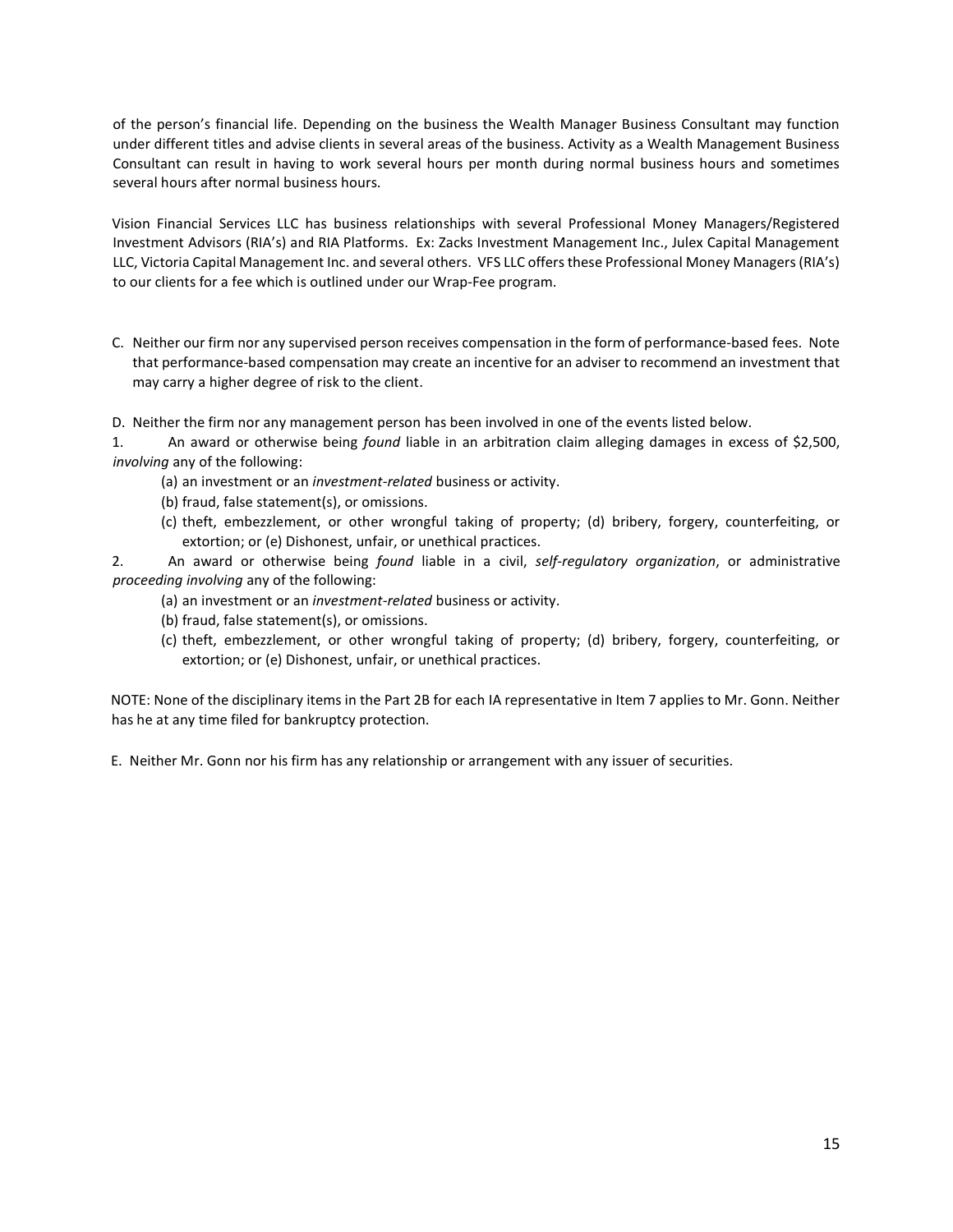of the person's financial life. Depending on the business the Wealth Manager Business Consultant may function under different titles and advise clients in several areas of the business. Activity as a Wealth Management Business Consultant can result in having to work several hours per month during normal business hours and sometimes several hours after normal business hours.

Vision Financial Services LLC has business relationships with several Professional Money Managers/Registered Investment Advisors (RIA's) and RIA Platforms. Ex: Zacks Investment Management Inc., Julex Capital Management LLC, Victoria Capital Management Inc. and several others. VFS LLC offers these Professional Money Managers (RIA's) to our clients for a fee which is outlined under our Wrap-Fee program.

C. Neither our firm nor any supervised person receives compensation in the form of performance-based fees. Note that performance-based compensation may create an incentive for an adviser to recommend an investment that may carry a higher degree of risk to the client.

D. Neither the firm nor any management person has been involved in one of the events listed below.

1. An award or otherwise being *found* liable in an arbitration claim alleging damages in excess of $2,500, *involving* any of the following:
   - (a) an investment or an *investment-related* business or activity.
   - (b) fraud, false statement(s), or omissions.
   - (c) theft, embezzlement, or other wrongful taking of property; (d) bribery, forgery, counterfeiting, or extortion; or (e) Dishonest, unfair, or unethical practices.
2. An award or otherwise being *found* liable in a civil, *self-regulatory organization*, or administrative *proceeding involving* any of the following:
   - (a) an investment or an *investment-related* business or activity.
   - (b) fraud, false statement(s), or omissions.
   - (c) theft, embezzlement, or other wrongful taking of property; (d) bribery, forgery, counterfeiting, or extortion; or (e) Dishonest, unfair, or unethical practices.

NOTE: None of the disciplinary items in the Part 2B for each IA representative in Item 7 applies to Mr. Gonn. Neither has he at any time filed for bankruptcy protection.

E. Neither Mr. Gonn nor his firm has any relationship or arrangement with any issuer of securities.